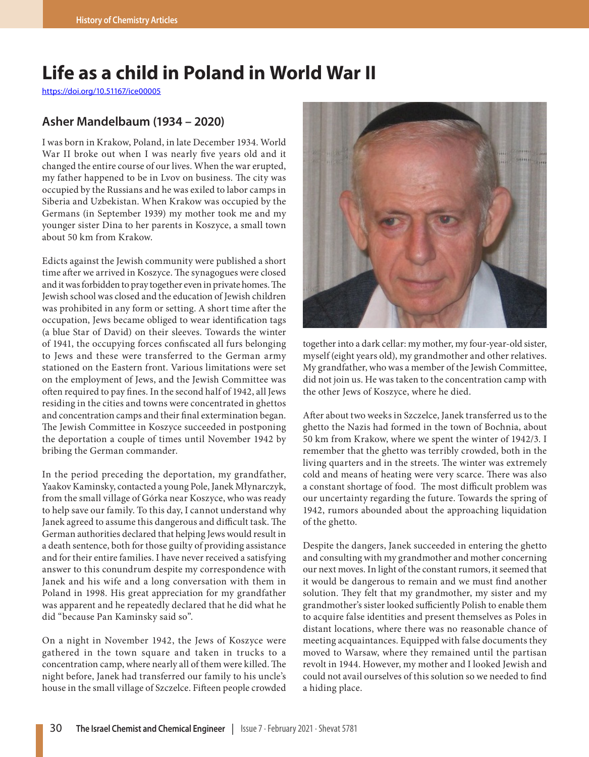# Life as a child in Poland in World War II

https://doi.org/10.51167/ice00005

## Asher Mandelbaum (1934 – 2020)

I was born in Krakow, Poland, in late December 1934. World War II broke out when I was nearly five years old and it changed the entire course of our lives. When the war erupted, my father happened to be in Lvov on business. The city was occupied by the Russians and he was exiled to labor camps in Siberia and Uzbekistan. When Krakow was occupied by the Germans (in September 1939) my mother took me and my younger sister Dina to her parents in Koszyce, a small town about 50 km from Krakow.

Edicts against the Jewish community were published a short time after we arrived in Koszyce. The synagogues were closed and it was forbidden to pray together even in private homes. The Jewish school was closed and the education of Jewish children was prohibited in any form or setting. A short time after the occupation, Jews became obliged to wear identification tags (a blue Star of David) on their sleeves. Towards the winter of 1941, the occupying forces confiscated all furs belonging to Jews and these were transferred to the German army stationed on the Eastern front. Various limitations were set on the employment of Jews, and the Jewish Committee was often required to pay fines. In the second half of 1942, all Jews residing in the cities and towns were concentrated in ghettos and concentration camps and their final extermination began. The Jewish Committee in Koszyce succeeded in postponing the deportation a couple of times until November 1942 by bribing the German commander.

In the period preceding the deportation, my grandfather, Yaakov Kaminsky, contacted a young Pole, Janek Młynarczyk, from the small village of Górka near Koszyce, who was ready to help save our family. To this day, I cannot understand why Janek agreed to assume this dangerous and difficult task. The German authorities declared that helping Jews would result in a death sentence, both for those guilty of providing assistance and for their entire families. I have never received a satisfying answer to this conundrum despite my correspondence with Janek and his wife and a long conversation with them in Poland in 1998. His great appreciation for my grandfather was apparent and he repeatedly declared that he did what he did "because Pan Kaminsky said so".

On a night in November 1942, the Jews of Koszyce were gathered in the town square and taken in trucks to a concentration camp, where nearly all of them were killed. The night before, Janek had transferred our family to his uncle's house in the small village of Szczelce. Fifteen people crowded together into a dark cellar: my mother, my four-year-old sister, myself (eight years old), my grandmother and other relatives. My grandfather, who was a member of the Jewish Committee, did not join us. He was taken to the concentration camp with the other Jews of Koszyce, where he died.

After about two weeks in Szczelce, Janek transferred us to the ghetto the Nazis had formed in the town of Bochnia, about 50 km from Krakow, where we spent the winter of 1942/3. I remember that the ghetto was terribly crowded, both in the living quarters and in the streets. The winter was extremely cold and means of heating were very scarce. There was also a constant shortage of food. The most difficult problem was our uncertainty regarding the future. Towards the spring of 1942, rumors abounded about the approaching liquidation of the ghetto.

Despite the dangers, Janek succeeded in entering the ghetto and consulting with my grandmother and mother concerning our next moves. In light of the constant rumors, it seemed that it would be dangerous to remain and we must find another solution. They felt that my grandmother, my sister and my grandmother's sister looked sufficiently Polish to enable them to acquire false identities and present themselves as Poles in distant locations, where there was no reasonable chance of meeting acquaintances. Equipped with false documents they moved to Warsaw, where they remained until the partisan revolt in 1944. However, my mother and I looked Jewish and could not avail ourselves of this solution so we needed to find a hiding place.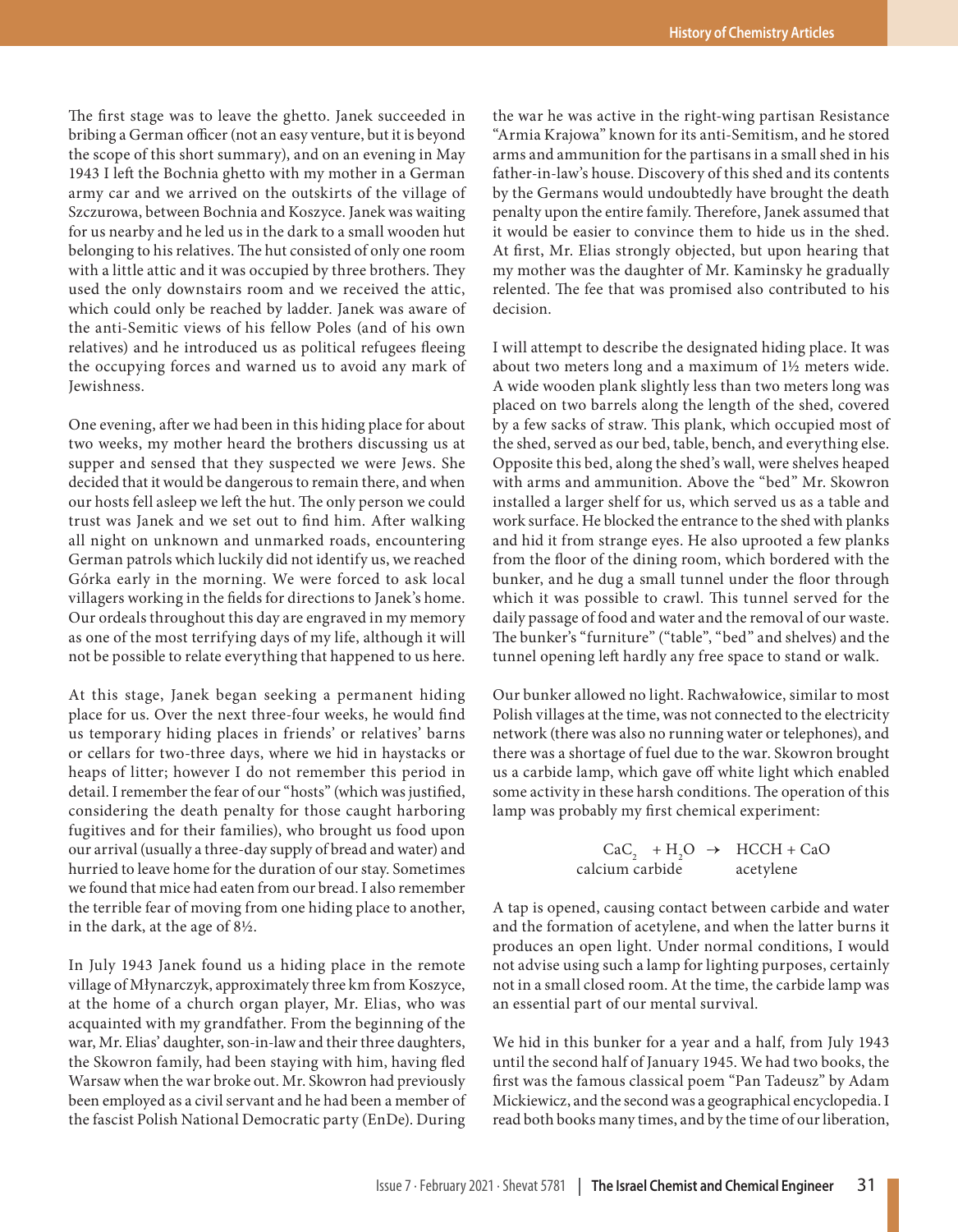The first stage was to leave the ghetto. Janek succeeded in bribing a German officer (not an easy venture, but it is beyond the scope of this short summary), and on an evening in May 1943 I left the Bochnia ghetto with my mother in a German army car and we arrived on the outskirts of the village of Szczurowa, between Bochnia and Koszyce. Janek was waiting for us nearby and he led us in the dark to a small wooden hut belonging to his relatives. The hut consisted of only one room with a little attic and it was occupied by three brothers. They used the only downstairs room and we received the attic, which could only be reached by ladder. Janek was aware of the anti-Semitic views of his fellow Poles (and of his own relatives) and he introduced us as political refugees fleeing the occupying forces and warned us to avoid any mark of Jewishness.

One evening, after we had been in this hiding place for about two weeks, my mother heard the brothers discussing us at supper and sensed that they suspected we were Jews. She decided that it would be dangerous to remain there, and when our hosts fell asleep we left the hut. The only person we could trust was Janek and we set out to find him. After walking all night on unknown and unmarked roads, encountering German patrols which luckily did not identify us, we reached Górka early in the morning. We were forced to ask local villagers working in the fields for directions to Janek's home. Our ordeals throughout this day are engraved in my memory as one of the most terrifying days of my life, although it will not be possible to relate everything that happened to us here.

At this stage, Janek began seeking a permanent hiding place for us. Over the next three-four weeks, he would find us temporary hiding places in friends' or relatives' barns or cellars for two-three days, where we hid in haystacks or heaps of litter; however I do not remember this period in detail. I remember the fear of our "hosts" (which was justified, considering the death penalty for those caught harboring fugitives and for their families), who brought us food upon our arrival (usually a three-day supply of bread and water) and hurried to leave home for the duration of our stay. Sometimes we found that mice had eaten from our bread. I also remember the terrible fear of moving from one hiding place to another, in the dark, at the age of 8½.

In July 1943 Janek found us a hiding place in the remote village of Młynarczyk, approximately three km from Koszyce, at the home of a church organ player, Mr. Elias, who was acquainted with my grandfather. From the beginning of the war, Mr. Elias' daughter, son-in-law and their three daughters, the Skowron family, had been staying with him, having fled Warsaw when the war broke out. Mr. Skowron had previously been employed as a civil servant and he had been a member of the fascist Polish National Democratic party (EnDe). During the war he was active in the right-wing partisan Resistance "Armia Krajowa" known for its anti-Semitism, and he stored arms and ammunition for the partisans in a small shed in his father-in-law's house. Discovery of this shed and its contents by the Germans would undoubtedly have brought the death penalty upon the entire family. Therefore, Janek assumed that it would be easier to convince them to hide us in the shed. At first, Mr. Elias strongly objected, but upon hearing that my mother was the daughter of Mr. Kaminsky he gradually relented. The fee that was promised also contributed to his decision.

I will attempt to describe the designated hiding place. It was about two meters long and a maximum of 1½ meters wide. A wide wooden plank slightly less than two meters long was placed on two barrels along the length of the shed, covered by a few sacks of straw. This plank, which occupied most of the shed, served as our bed, table, bench, and everything else. Opposite this bed, along the shed's wall, were shelves heaped with arms and ammunition. Above the "bed" Mr. Skowron installed a larger shelf for us, which served us as a table and work surface. He blocked the entrance to the shed with planks and hid it from strange eyes. He also uprooted a few planks from the floor of the dining room, which bordered with the bunker, and he dug a small tunnel under the floor through which it was possible to crawl. This tunnel served for the daily passage of food and water and the removal of our waste. The bunker's "furniture" ("table", "bed" and shelves) and the tunnel opening left hardly any free space to stand or walk.

Our bunker allowed no light. Rachwałowice, similar to most Polish villages at the time, was not connected to the electricity network (there was also no running water or telephones), and there was a shortage of fuel due to the war. Skowron brought us a carbide lamp, which gave off white light which enabled some activity in these harsh conditions. The operation of this lamp was probably my first chemical experiment:

$$\underset{\text{calcium carbide}}{CaC_2} + H_2O \rightarrow \underset{\text{acetylene}}{HCCH} + CaO$$

A tap is opened, causing contact between carbide and water and the formation of acetylene, and when the latter burns it produces an open light. Under normal conditions, I would not advise using such a lamp for lighting purposes, certainly not in a small closed room. At the time, the carbide lamp was an essential part of our mental survival.

We hid in this bunker for a year and a half, from July 1943 until the second half of January 1945. We had two books, the first was the famous classical poem "Pan Tadeusz" by Adam Mickiewicz, and the second was a geographical encyclopedia. I read both books many times, and by the time of our liberation,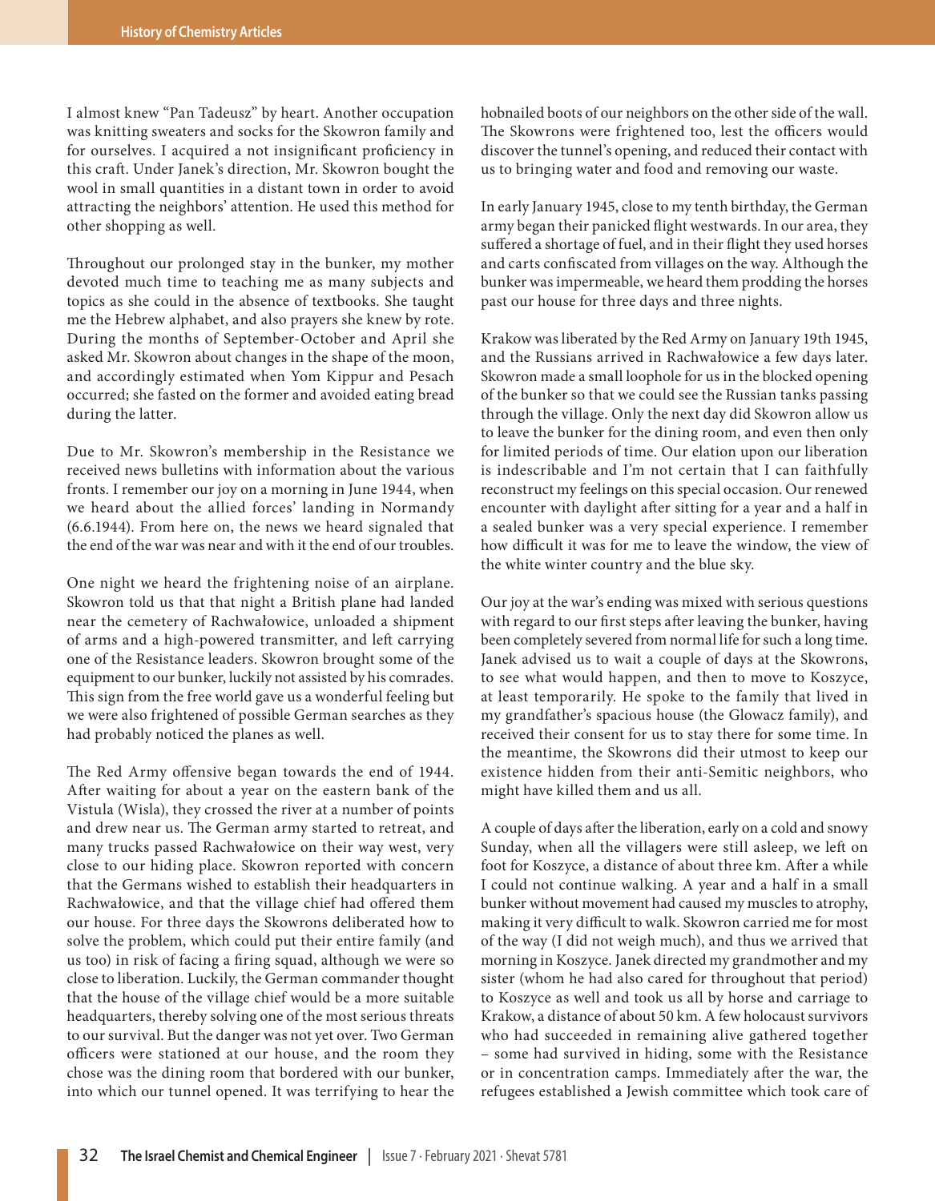I almost knew "Pan Tadeusz" by heart. Another occupation was knitting sweaters and socks for the Skowron family and for ourselves. I acquired a not insignificant proficiency in this craft. Under Janek's direction, Mr. Skowron bought the wool in small quantities in a distant town in order to avoid attracting the neighbors' attention. He used this method for other shopping as well.

Throughout our prolonged stay in the bunker, my mother devoted much time to teaching me as many subjects and topics as she could in the absence of textbooks. She taught me the Hebrew alphabet, and also prayers she knew by rote. During the months of September-October and April she asked Mr. Skowron about changes in the shape of the moon, and accordingly estimated when Yom Kippur and Pesach occurred; she fasted on the former and avoided eating bread during the latter.

Due to Mr. Skowron's membership in the Resistance we received news bulletins with information about the various fronts. I remember our joy on a morning in June 1944, when we heard about the allied forces' landing in Normandy (6.6.1944). From here on, the news we heard signaled that the end of the war was near and with it the end of our troubles.

One night we heard the frightening noise of an airplane. Skowron told us that that night a British plane had landed near the cemetery of Rachwałowice, unloaded a shipment of arms and a high-powered transmitter, and left carrying one of the Resistance leaders. Skowron brought some of the equipment to our bunker, luckily not assisted by his comrades. This sign from the free world gave us a wonderful feeling but we were also frightened of possible German searches as they had probably noticed the planes as well.

The Red Army offensive began towards the end of 1944. After waiting for about a year on the eastern bank of the Vistula (Wisla), they crossed the river at a number of points and drew near us. The German army started to retreat, and many trucks passed Rachwałowice on their way west, very close to our hiding place. Skowron reported with concern that the Germans wished to establish their headquarters in Rachwałowice, and that the village chief had offered them our house. For three days the Skowrons deliberated how to solve the problem, which could put their entire family (and us too) in risk of facing a firing squad, although we were so close to liberation. Luckily, the German commander thought that the house of the village chief would be a more suitable headquarters, thereby solving one of the most serious threats to our survival. But the danger was not yet over. Two German officers were stationed at our house, and the room they chose was the dining room that bordered with our bunker, into which our tunnel opened. It was terrifying to hear the hobnailed boots of our neighbors on the other side of the wall. The Skowrons were frightened too, lest the officers would discover the tunnel's opening, and reduced their contact with us to bringing water and food and removing our waste.

In early January 1945, close to my tenth birthday, the German army began their panicked flight westwards. In our area, they suffered a shortage of fuel, and in their flight they used horses and carts confiscated from villages on the way. Although the bunker was impermeable, we heard them prodding the horses past our house for three days and three nights.

Krakow was liberated by the Red Army on January 19th 1945, and the Russians arrived in Rachwałowice a few days later. Skowron made a small loophole for us in the blocked opening of the bunker so that we could see the Russian tanks passing through the village. Only the next day did Skowron allow us to leave the bunker for the dining room, and even then only for limited periods of time. Our elation upon our liberation is indescribable and I'm not certain that I can faithfully reconstruct my feelings on this special occasion. Our renewed encounter with daylight after sitting for a year and a half in a sealed bunker was a very special experience. I remember how difficult it was for me to leave the window, the view of the white winter country and the blue sky.

Our joy at the war's ending was mixed with serious questions with regard to our first steps after leaving the bunker, having been completely severed from normal life for such a long time. Janek advised us to wait a couple of days at the Skowrons, to see what would happen, and then to move to Koszyce, at least temporarily. He spoke to the family that lived in my grandfather's spacious house (the Glowacz family), and received their consent for us to stay there for some time. In the meantime, the Skowrons did their utmost to keep our existence hidden from their anti-Semitic neighbors, who might have killed them and us all.

A couple of days after the liberation, early on a cold and snowy Sunday, when all the villagers were still asleep, we left on foot for Koszyce, a distance of about three km. After a while I could not continue walking. A year and a half in a small bunker without movement had caused my muscles to atrophy, making it very difficult to walk. Skowron carried me for most of the way (I did not weigh much), and thus we arrived that morning in Koszyce. Janek directed my grandmother and my sister (whom he had also cared for throughout that period) to Koszyce as well and took us all by horse and carriage to Krakow, a distance of about 50 km. A few holocaust survivors who had succeeded in remaining alive gathered together – some had survived in hiding, some with the Resistance or in concentration camps. Immediately after the war, the refugees established a Jewish committee which took care of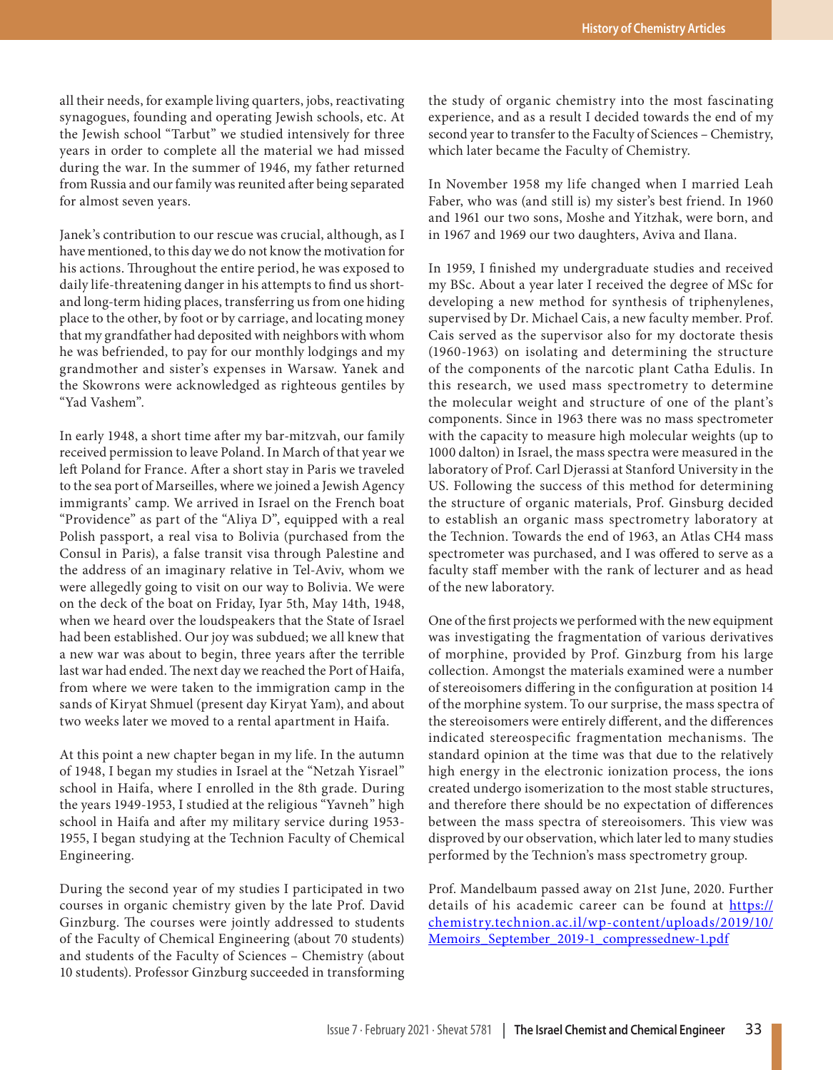all their needs, for example living quarters, jobs, reactivating synagogues, founding and operating Jewish schools, etc. At the Jewish school "Tarbut" we studied intensively for three years in order to complete all the material we had missed during the war. In the summer of 1946, my father returned from Russia and our family was reunited after being separated for almost seven years.

Janek's contribution to our rescue was crucial, although, as I have mentioned, to this day we do not know the motivation for his actions. Throughout the entire period, he was exposed to daily life-threatening danger in his attempts to find us short- and long-term hiding places, transferring us from one hiding place to the other, by foot or by carriage, and locating money that my grandfather had deposited with neighbors with whom he was befriended, to pay for our monthly lodgings and my grandmother and sister's expenses in Warsaw. Yanek and the Skowrons were acknowledged as righteous gentiles by "Yad Vashem".

In early 1948, a short time after my bar-mitzvah, our family received permission to leave Poland. In March of that year we left Poland for France. After a short stay in Paris we traveled to the sea port of Marseilles, where we joined a Jewish Agency immigrants' camp. We arrived in Israel on the French boat "Providence" as part of the "Aliya D", equipped with a real Polish passport, a real visa to Bolivia (purchased from the Consul in Paris), a false transit visa through Palestine and the address of an imaginary relative in Tel-Aviv, whom we were allegedly going to visit on our way to Bolivia. We were on the deck of the boat on Friday, Iyar 5th, May 14th, 1948, when we heard over the loudspeakers that the State of Israel had been established. Our joy was subdued; we all knew that a new war was about to begin, three years after the terrible last war had ended. The next day we reached the Port of Haifa, from where we were taken to the immigration camp in the sands of Kiryat Shmuel (present day Kiryat Yam), and about two weeks later we moved to a rental apartment in Haifa.

At this point a new chapter began in my life. In the autumn of 1948, I began my studies in Israel at the "Netzah Yisrael" school in Haifa, where I enrolled in the 8th grade. During the years 1949-1953, I studied at the religious "Yavneh" high school in Haifa and after my military service during 1953-1955, I began studying at the Technion Faculty of Chemical Engineering.

During the second year of my studies I participated in two courses in organic chemistry given by the late Prof. David Ginzburg. The courses were jointly addressed to students of the Faculty of Chemical Engineering (about 70 students) and students of the Faculty of Sciences – Chemistry (about 10 students). Professor Ginzburg succeeded in transforming the study of organic chemistry into the most fascinating experience, and as a result I decided towards the end of my second year to transfer to the Faculty of Sciences – Chemistry, which later became the Faculty of Chemistry.

In November 1958 my life changed when I married Leah Faber, who was (and still is) my sister's best friend. In 1960 and 1961 our two sons, Moshe and Yitzhak, were born, and in 1967 and 1969 our two daughters, Aviva and Ilana.

In 1959, I finished my undergraduate studies and received my BSc. About a year later I received the degree of MSc for developing a new method for synthesis of triphenylenes, supervised by Dr. Michael Cais, a new faculty member. Prof. Cais served as the supervisor also for my doctorate thesis (1960-1963) on isolating and determining the structure of the components of the narcotic plant Catha Edulis. In this research, we used mass spectrometry to determine the molecular weight and structure of one of the plant's components. Since in 1963 there was no mass spectrometer with the capacity to measure high molecular weights (up to 1000 dalton) in Israel, the mass spectra were measured in the laboratory of Prof. Carl Djerassi at Stanford University in the US. Following the success of this method for determining the structure of organic materials, Prof. Ginsburg decided to establish an organic mass spectrometry laboratory at the Technion. Towards the end of 1963, an Atlas CH4 mass spectrometer was purchased, and I was offered to serve as a faculty staff member with the rank of lecturer and as head of the new laboratory.

One of the first projects we performed with the new equipment was investigating the fragmentation of various derivatives of morphine, provided by Prof. Ginzburg from his large collection. Amongst the materials examined were a number of stereoisomers differing in the configuration at position 14 of the morphine system. To our surprise, the mass spectra of the stereoisomers were entirely different, and the differences indicated stereospecific fragmentation mechanisms. The standard opinion at the time was that due to the relatively high energy in the electronic ionization process, the ions created undergo isomerization to the most stable structures, and therefore there should be no expectation of differences between the mass spectra of stereoisomers. This view was disproved by our observation, which later led to many studies performed by the Technion's mass spectrometry group.

Prof. Mandelbaum passed away on 21st June, 2020. Further details of his academic career can be found at [https://chemistry.technion.ac.il/wp-content/uploads/2019/10/Memoirs_September_2019-1_compressednew-1.pdf](https://chemistry.technion.ac.il/wp-content/uploads/2019/10/Memoirs_September_2019-1_compressednew-1.pdf)